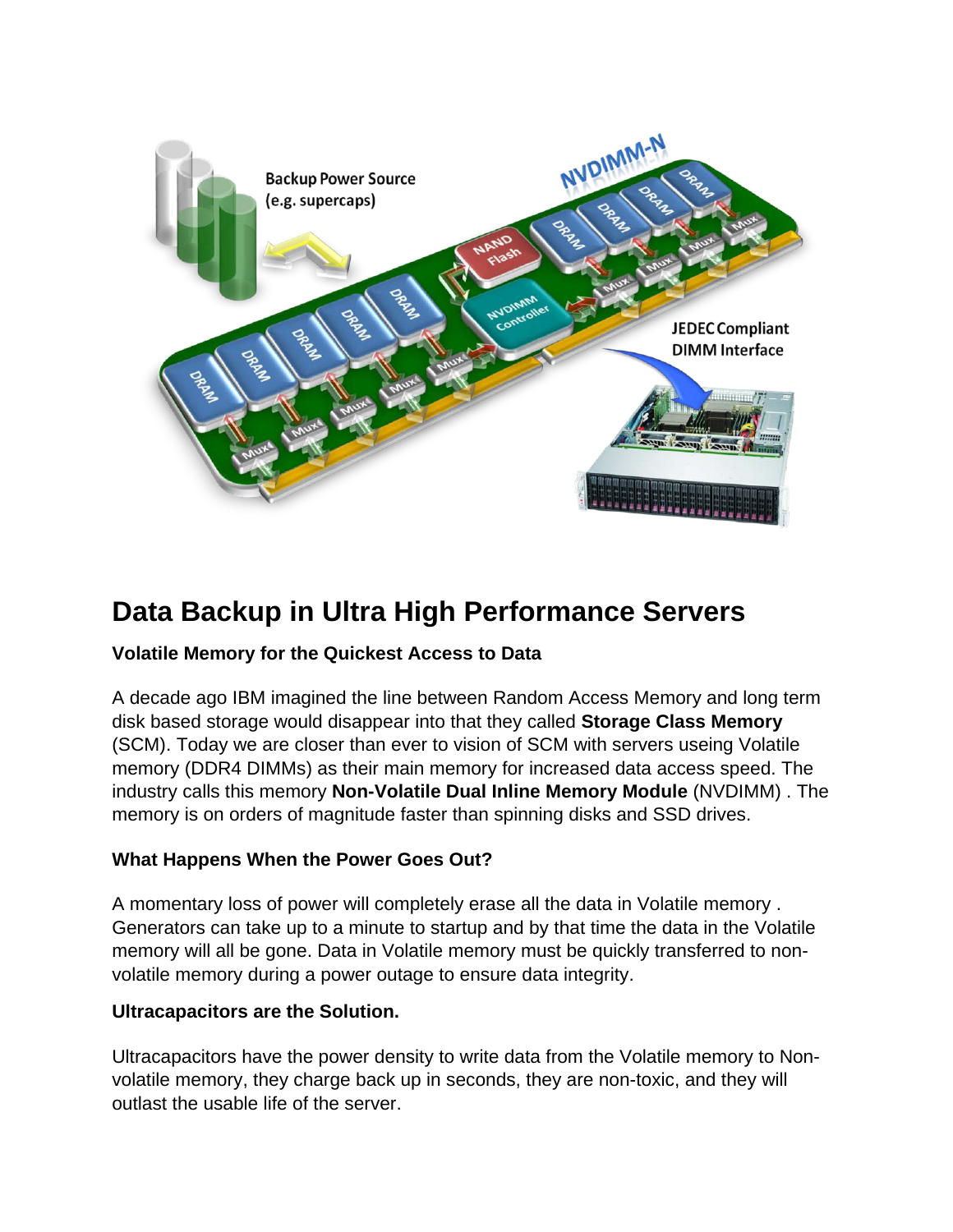# Data Backup in Ultra High Performance Servers

### Volatile Memory for the Quickest Access to Data

A decade ago IBM imagined the line between Random Access Memory and long term disk based storage would disappear into that they called **Storage Class Memory** (SCM). Today we are closer than ever to vision of SCM with servers useing Volatile memory (DDR4 DIMMs) as their main memory for increased data access speed. The industry calls this memory **Non-Volatile Dual Inline Memory Module** (NVDIMM) . The memory is on orders of magnitude faster than spinning disks and SSD drives.

### What Happens When the Power Goes Out?

A momentary loss of power will completely erase all the data in Volatile memory . Generators can take up to a minute to startup and by that time the data in the Volatile memory will all be gone. Data in Volatile memory must be quickly transferred to non-volatile memory during a power outage to ensure data integrity.

### Ultracapacitors are the Solution.

Ultracapacitors have the power density to write data from the Volatile memory to Non-volatile memory, they charge back up in seconds, they are non-toxic, and they will outlast the usable life of the server.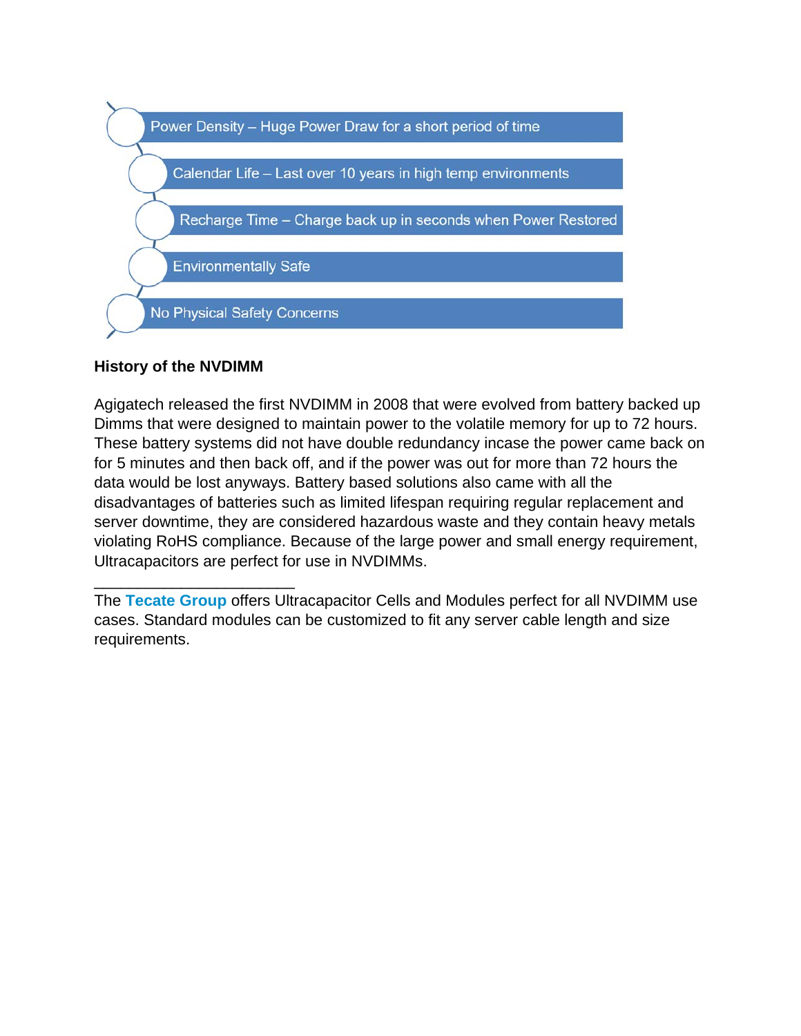Power Density – Huge Power Draw for a short period of time

Calendar Life – Last over 10 years in high temp environments

Recharge Time – Charge back up in seconds when Power Restored

Environmentally Safe

No Physical Safety Concerns

**History of the NVDIMM**

Agigatech released the first NVDIMM in 2008 that were evolved from battery backed up Dimms that were designed to maintain power to the volatile memory for up to 72 hours. These battery systems did not have double redundancy incase the power came back on for 5 minutes and then back off, and if the power was out for more than 72 hours the data would be lost anyways. Battery based solutions also came with all the disadvantages of batteries such as limited lifespan requiring regular replacement and server downtime, they are considered hazardous waste and they contain heavy metals violating RoHS compliance. Because of the large power and small energy requirement, Ultracapacitors are perfect for use in NVDIMMs.

______________________

The **Tecate Group** offers Ultracapacitor Cells and Modules perfect for all NVDIMM use cases. Standard modules can be customized to fit any server cable length and size requirements.